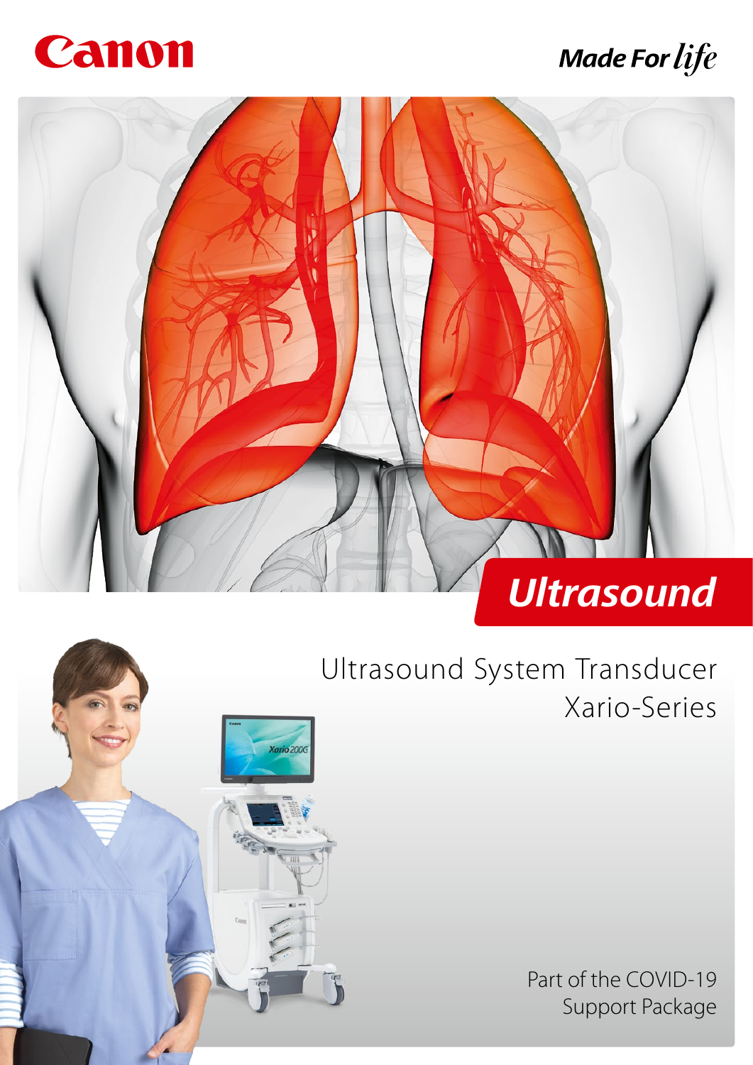Canon

*Made For life*

# *Ultrasound*

## Ultrasound System Transducer Xario-Series

Part of the COVID-19 Support Package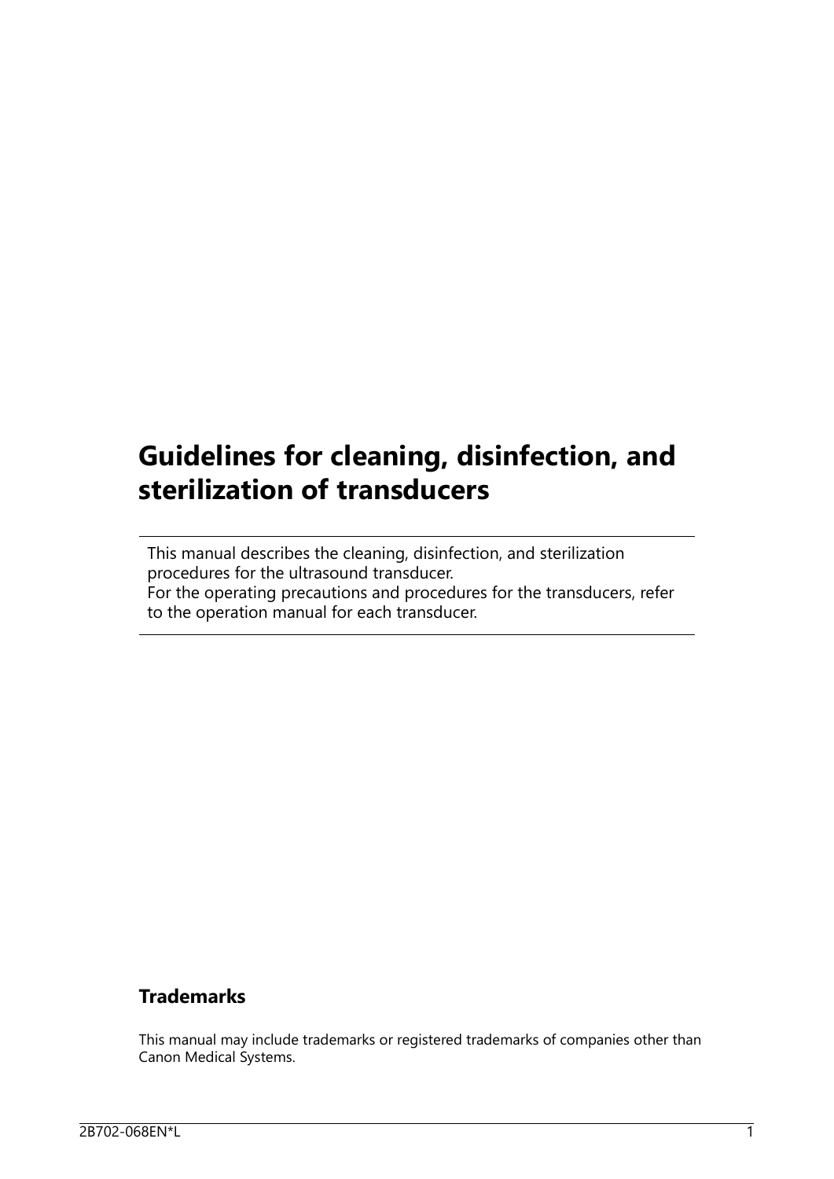# Guidelines for cleaning, disinfection, and sterilization of transducers

This manual describes the cleaning, disinfection, and sterilization procedures for the ultrasound transducer.
For the operating precautions and procedures for the transducers, refer to the operation manual for each transducer.

## Trademarks

This manual may include trademarks or registered trademarks of companies other than Canon Medical Systems.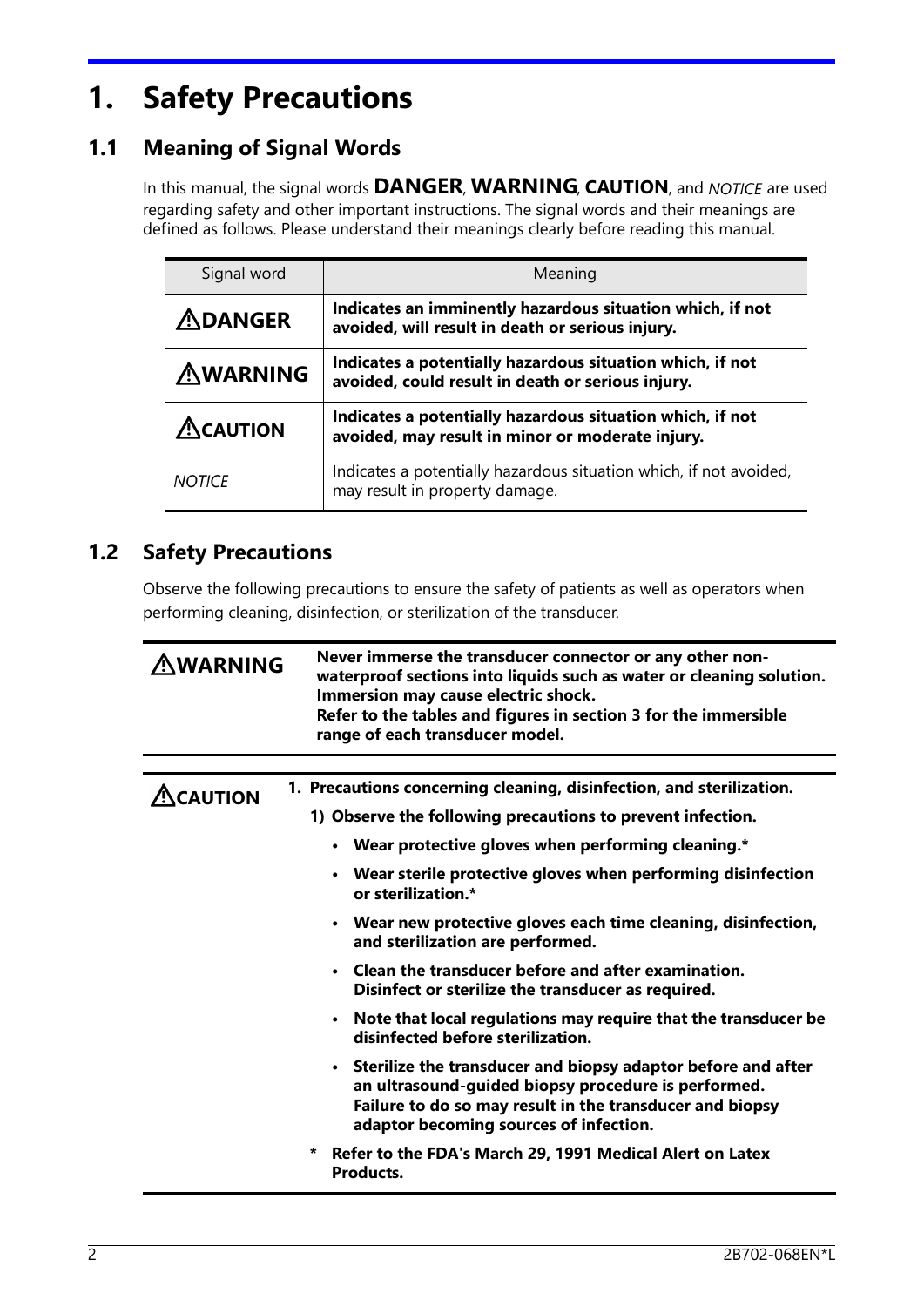# 1. Safety Precautions

## 1.1 Meaning of Signal Words

In this manual, the signal words **DANGER**, **WARNING**, **CAUTION**, and *NOTICE* are used regarding safety and other important instructions. The signal words and their meanings are defined as follows. Please understand their meanings clearly before reading this manual.

| Signal word | Meaning |
|---|---|
| ⚠**DANGER** | **Indicates an imminently hazardous situation which, if not avoided, will result in death or serious injury.** |
| ⚠**WARNING** | **Indicates a potentially hazardous situation which, if not avoided, could result in death or serious injury.** |
| ⚠**CAUTION** | **Indicates a potentially hazardous situation which, if not avoided, may result in minor or moderate injury.** |
| *NOTICE* | Indicates a potentially hazardous situation which, if not avoided, may result in property damage. |

## 1.2 Safety Precautions

Observe the following precautions to ensure the safety of patients as well as operators when performing cleaning, disinfection, or sterilization of the transducer.

⚠**WARNING**

**Never immerse the transducer connector or any other non-waterproof sections into liquids such as water or cleaning solution. Immersion may cause electric shock.**
**Refer to the tables and figures in section 3 for the immersible range of each transducer model.**

⚠**CAUTION**

**1. Precautions concerning cleaning, disinfection, and sterilization.**

**1) Observe the following precautions to prevent infection.**

- **Wear protective gloves when performing cleaning.***
- **Wear sterile protective gloves when performing disinfection or sterilization.***
- **Wear new protective gloves each time cleaning, disinfection, and sterilization are performed.**
- **Clean the transducer before and after examination. Disinfect or sterilize the transducer as required.**
- **Note that local regulations may require that the transducer be disinfected before sterilization.**
- **Sterilize the transducer and biopsy adaptor before and after an ultrasound-guided biopsy procedure is performed. Failure to do so may result in the transducer and biopsy adaptor becoming sources of infection.**

**\* Refer to the FDA's March 29, 1991 Medical Alert on Latex Products.**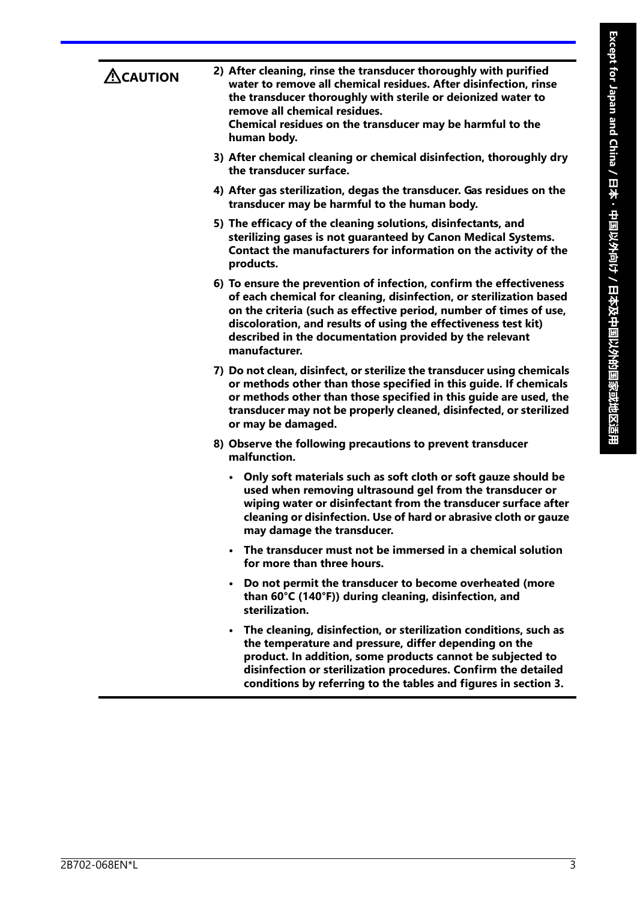**⚠CAUTION**

**2) After cleaning, rinse the transducer thoroughly with purified water to remove all chemical residues. After disinfection, rinse the transducer thoroughly with sterile or deionized water to remove all chemical residues.**
**Chemical residues on the transducer may be harmful to the human body.**

**3) After chemical cleaning or chemical disinfection, thoroughly dry the transducer surface.**

**4) After gas sterilization, degas the transducer. Gas residues on the transducer may be harmful to the human body.**

**5) The efficacy of the cleaning solutions, disinfectants, and sterilizing gases is not guaranteed by Canon Medical Systems. Contact the manufacturers for information on the activity of the products.**

**6) To ensure the prevention of infection, confirm the effectiveness of each chemical for cleaning, disinfection, or sterilization based on the criteria (such as effective period, number of times of use, discoloration, and results of using the effectiveness test kit) described in the documentation provided by the relevant manufacturer.**

**7) Do not clean, disinfect, or sterilize the transducer using chemicals or methods other than those specified in this guide. If chemicals or methods other than those specified in this guide are used, the transducer may not be properly cleaned, disinfected, or sterilized or may be damaged.**

**8) Observe the following precautions to prevent transducer malfunction.**

- **Only soft materials such as soft cloth or soft gauze should be used when removing ultrasound gel from the transducer or wiping water or disinfectant from the transducer surface after cleaning or disinfection. Use of hard or abrasive cloth or gauze may damage the transducer.**
- **The transducer must not be immersed in a chemical solution for more than three hours.**
- **Do not permit the transducer to become overheated (more than 60°C (140°F)) during cleaning, disinfection, and sterilization.**
- **The cleaning, disinfection, or sterilization conditions, such as the temperature and pressure, differ depending on the product. In addition, some products cannot be subjected to disinfection or sterilization procedures. Confirm the detailed conditions by referring to the tables and figures in section 3.**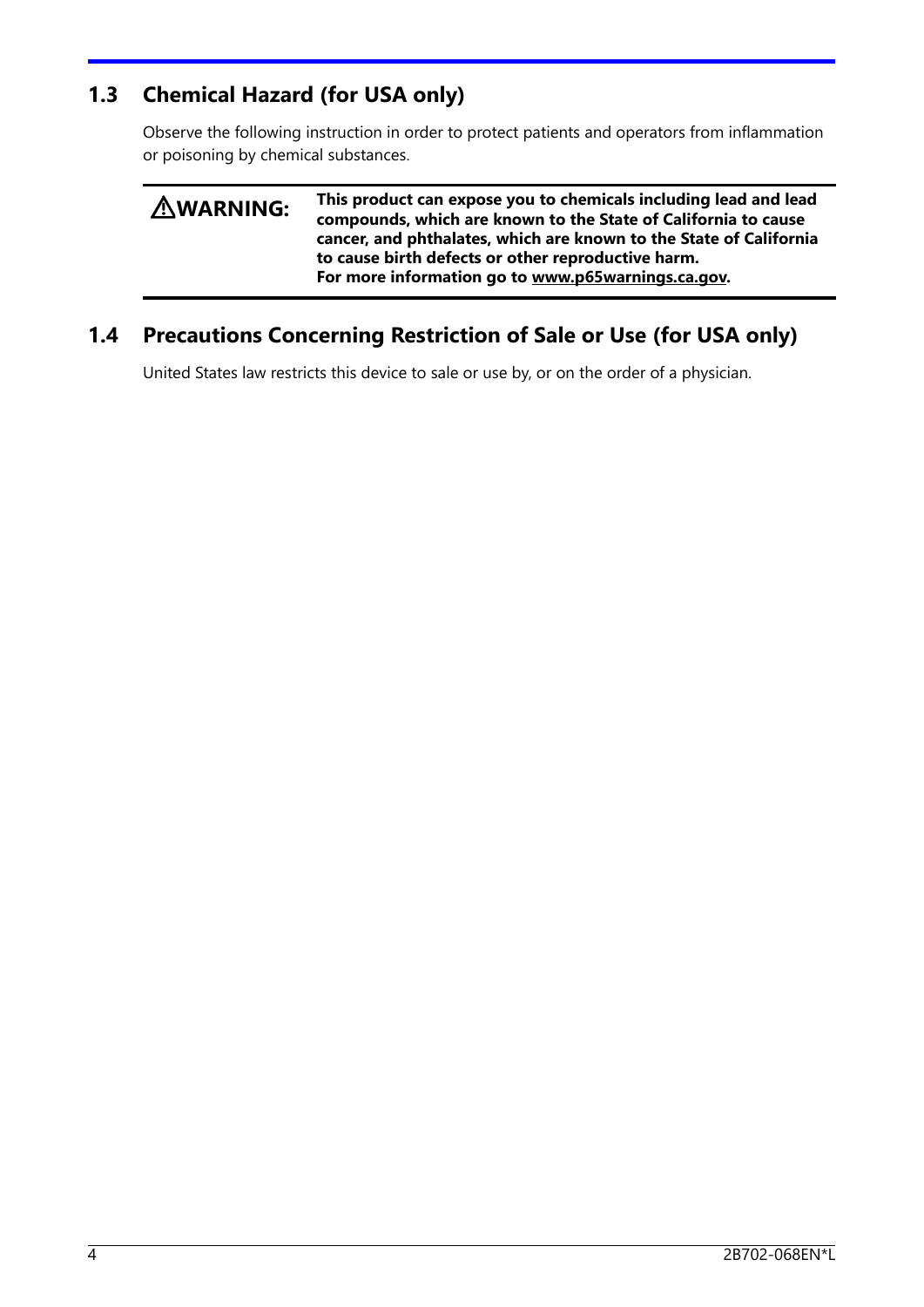## 1.3 Chemical Hazard (for USA only)

Observe the following instruction in order to protect patients and operators from inflammation or poisoning by chemical substances.

| ⚠WARNING: | **This product can expose you to chemicals including lead and lead compounds, which are known to the State of California to cause cancer, and phthalates, which are known to the State of California to cause birth defects or other reproductive harm.** **For more information go to www.p65warnings.ca.gov.** |
|---|---|

## 1.4 Precautions Concerning Restriction of Sale or Use (for USA only)

United States law restricts this device to sale or use by, or on the order of a physician.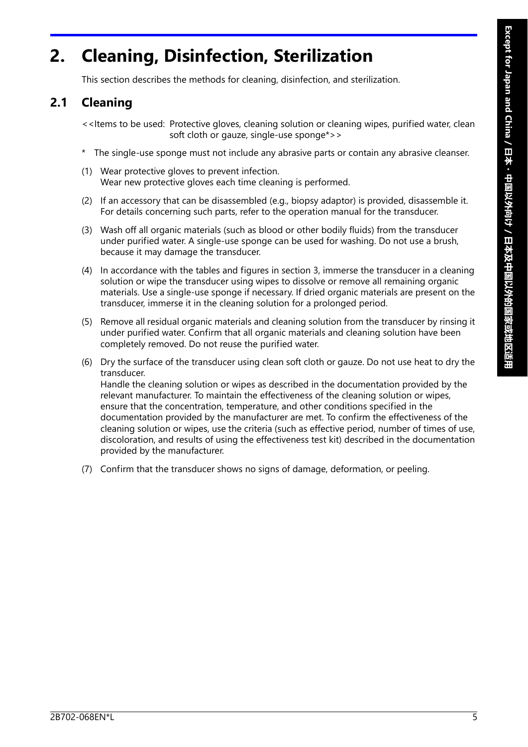# 2. Cleaning, Disinfection, Sterilization

This section describes the methods for cleaning, disinfection, and sterilization.

## 2.1 Cleaning

<<Items to be used: Protective gloves, cleaning solution or cleaning wipes, purified water, clean soft cloth or gauze, single-use sponge*>>

\* The single-use sponge must not include any abrasive parts or contain any abrasive cleanser.

(1) Wear protective gloves to prevent infection.
Wear new protective gloves each time cleaning is performed.

(2) If an accessory that can be disassembled (e.g., biopsy adaptor) is provided, disassemble it.
For details concerning such parts, refer to the operation manual for the transducer.

(3) Wash off all organic materials (such as blood or other bodily fluids) from the transducer under purified water. A single-use sponge can be used for washing. Do not use a brush, because it may damage the transducer.

(4) In accordance with the tables and figures in section 3, immerse the transducer in a cleaning solution or wipe the transducer using wipes to dissolve or remove all remaining organic materials. Use a single-use sponge if necessary. If dried organic materials are present on the transducer, immerse it in the cleaning solution for a prolonged period.

(5) Remove all residual organic materials and cleaning solution from the transducer by rinsing it under purified water. Confirm that all organic materials and cleaning solution have been completely removed. Do not reuse the purified water.

(6) Dry the surface of the transducer using clean soft cloth or gauze. Do not use heat to dry the transducer.
Handle the cleaning solution or wipes as described in the documentation provided by the relevant manufacturer. To maintain the effectiveness of the cleaning solution or wipes, ensure that the concentration, temperature, and other conditions specified in the documentation provided by the manufacturer are met. To confirm the effectiveness of the cleaning solution or wipes, use the criteria (such as effective period, number of times of use, discoloration, and results of using the effectiveness test kit) described in the documentation provided by the manufacturer.

(7) Confirm that the transducer shows no signs of damage, deformation, or peeling.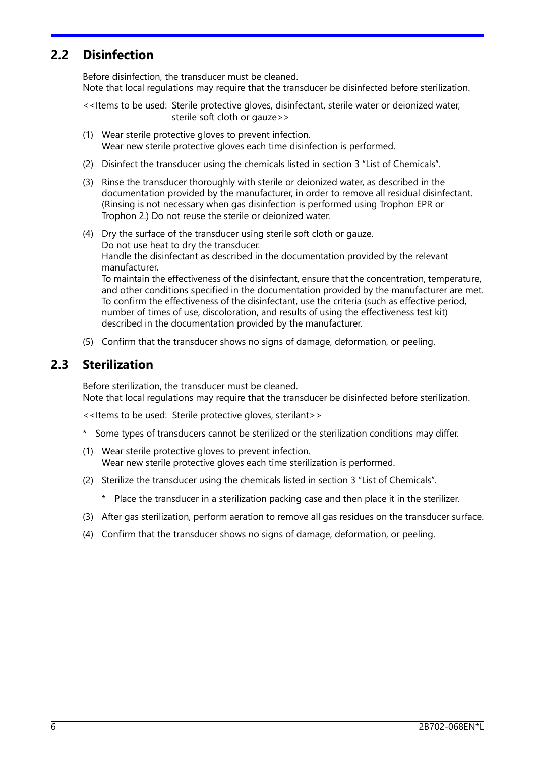## 2.2 Disinfection

Before disinfection, the transducer must be cleaned.
Note that local regulations may require that the transducer be disinfected before sterilization.

<<Items to be used: Sterile protective gloves, disinfectant, sterile water or deionized water, sterile soft cloth or gauze>>

(1) Wear sterile protective gloves to prevent infection.
Wear new sterile protective gloves each time disinfection is performed.

(2) Disinfect the transducer using the chemicals listed in section 3 "List of Chemicals".

(3) Rinse the transducer thoroughly with sterile or deionized water, as described in the documentation provided by the manufacturer, in order to remove all residual disinfectant. (Rinsing is not necessary when gas disinfection is performed using Trophon EPR or Trophon 2.) Do not reuse the sterile or deionized water.

(4) Dry the surface of the transducer using sterile soft cloth or gauze.
Do not use heat to dry the transducer.
Handle the disinfectant as described in the documentation provided by the relevant manufacturer.
To maintain the effectiveness of the disinfectant, ensure that the concentration, temperature, and other conditions specified in the documentation provided by the manufacturer are met.
To confirm the effectiveness of the disinfectant, use the criteria (such as effective period, number of times of use, discoloration, and results of using the effectiveness test kit) described in the documentation provided by the manufacturer.

(5) Confirm that the transducer shows no signs of damage, deformation, or peeling.

## 2.3 Sterilization

Before sterilization, the transducer must be cleaned.
Note that local regulations may require that the transducer be disinfected before sterilization.

<<Items to be used: Sterile protective gloves, sterilant>>

* Some types of transducers cannot be sterilized or the sterilization conditions may differ.

(1) Wear sterile protective gloves to prevent infection.
Wear new sterile protective gloves each time sterilization is performed.

(2) Sterilize the transducer using the chemicals listed in section 3 "List of Chemicals".

   * Place the transducer in a sterilization packing case and then place it in the sterilizer.

(3) After gas sterilization, perform aeration to remove all gas residues on the transducer surface.

(4) Confirm that the transducer shows no signs of damage, deformation, or peeling.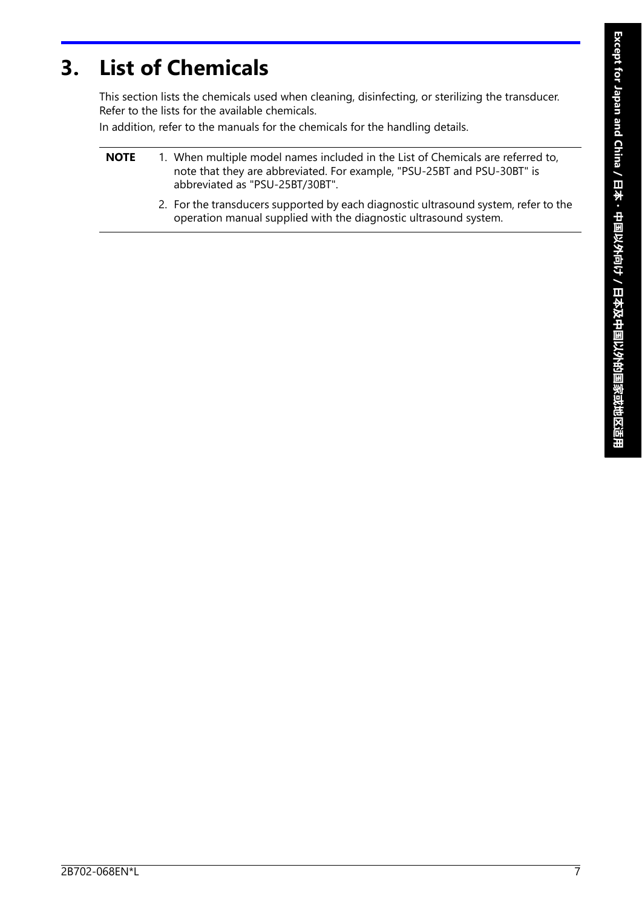# 3. List of Chemicals

This section lists the chemicals used when cleaning, disinfecting, or sterilizing the transducer. Refer to the lists for the available chemicals.

In addition, refer to the manuals for the chemicals for the handling details.

**NOTE**

1. When multiple model names included in the List of Chemicals are referred to, note that they are abbreviated. For example, "PSU-25BT and PSU-30BT" is abbreviated as "PSU-25BT/30BT".
2. For the transducers supported by each diagnostic ultrasound system, refer to the operation manual supplied with the diagnostic ultrasound system.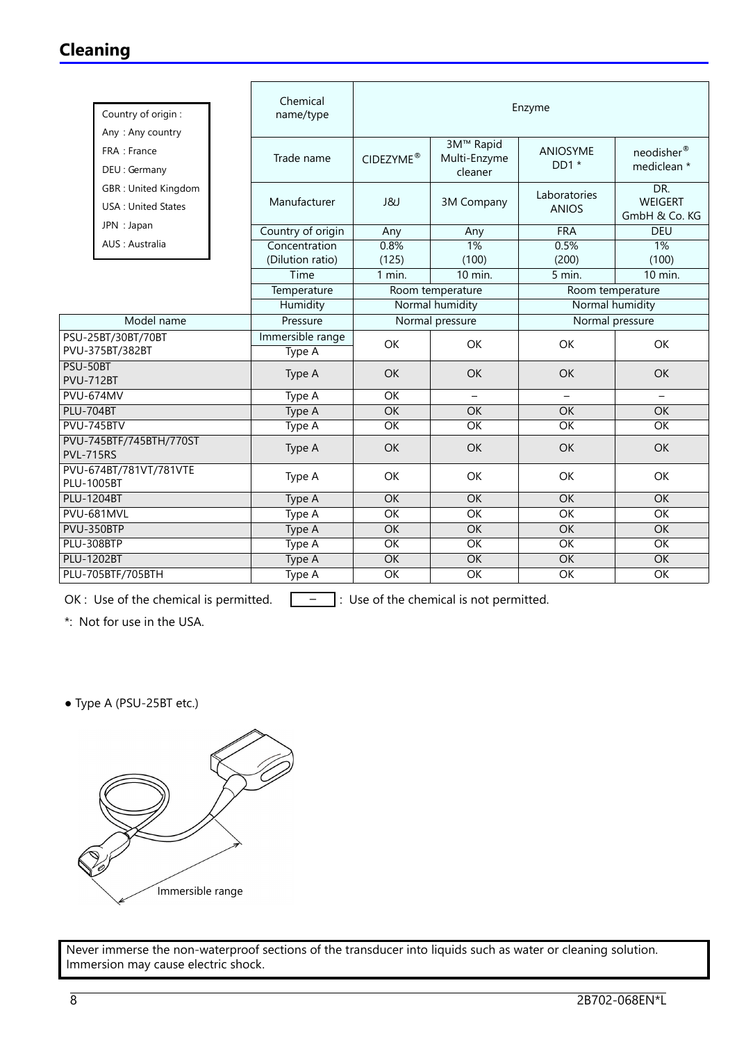## Cleaning

| Country of origin : |
|---|
| Any : Any country |
| FRA : France |
| DEU : Germany |
| GBR : United Kingdom |
| USA : United States |
| JPN : Japan |
| AUS : Australia |

| | Chemical name/type | Enzyme | | | |
|---|---|---|---|---|---|
| | Trade name | CIDEZYME® | 3M™ Rapid Multi-Enzyme cleaner | ANIOSYME DD1 * | neodisher® mediclean * |
| | Manufacturer | J&J | 3M Company | Laboratories ANIOS | DR. WEIGERT GmbH & Co. KG |
| | Country of origin | Any | Any | FRA | DEU |
| | Concentration (Dilution ratio) | 0.8% (125) | 1% (100) | 0.5% (200) | 1% (100) |
| | Time | 1 min. | 10 min. | 5 min. | 10 min. |
| | Temperature | Room temperature | | Room temperature | |
| | Humidity | Normal humidity | | Normal humidity | |
| Model name | Pressure | Normal pressure | | Normal pressure | |
| | Immersible range | | | | |
| PSU-25BT/30BT/70BT PVU-375BT/382BT | Type A | OK | OK | OK | OK |
| PSU-50BT PVU-712BT | Type A | OK | OK | OK | OK |
| PVU-674MV | Type A | OK | – | – | – |
| PLU-704BT | Type A | OK | OK | OK | OK |
| PVU-745BTV | Type A | OK | OK | OK | OK |
| PVU-745BTF/745BTH/770ST PVL-715RS | Type A | OK | OK | OK | OK |
| PVU-674BT/781VT/781VTE PLU-1005BT | Type A | OK | OK | OK | OK |
| PLU-1204BT | Type A | OK | OK | OK | OK |
| PVU-681MVL | Type A | OK | OK | OK | OK |
| PVU-350BTP | Type A | OK | OK | OK | OK |
| PLU-308BTP | Type A | OK | OK | OK | OK |
| PLU-1202BT | Type A | OK | OK | OK | OK |
| PLU-705BTF/705BTH | Type A | OK | OK | OK | OK |

OK : Use of the chemical is permitted. – : Use of the chemical is not permitted.

*: Not for use in the USA.

● Type A (PSU-25BT etc.)

Immersible range

Never immerse the non-waterproof sections of the transducer into liquids such as water or cleaning solution. Immersion may cause electric shock.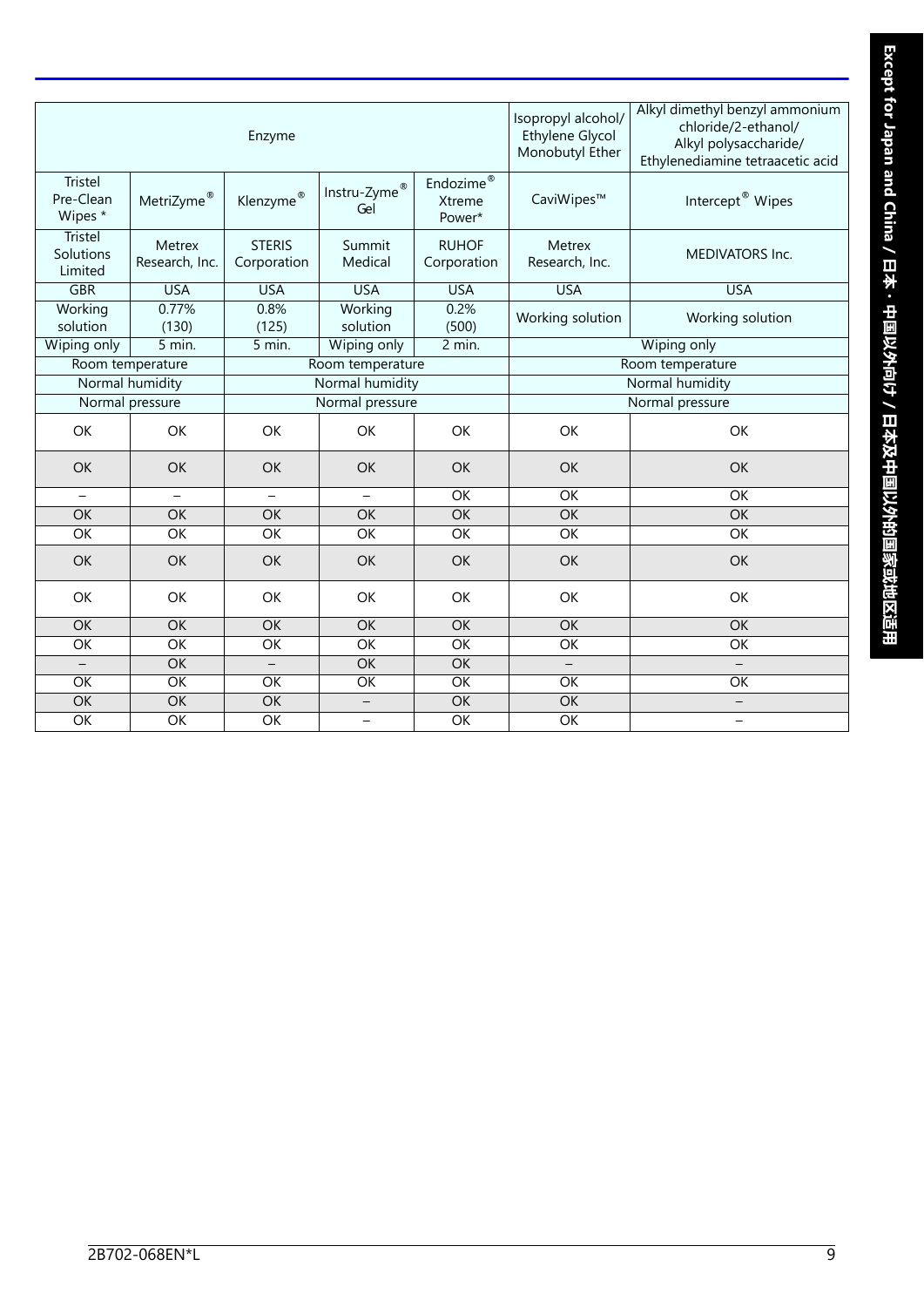| Enzyme | | | | | Isopropyl alcohol/ Ethylene Glycol Monobutyl Ether | Alkyl dimethyl benzyl ammonium chloride/2-ethanol/ Alkyl polysaccharide/ Ethylenediamine tetraacetic acid |
|---|---|---|---|---|---|---|
| Tristel Pre-Clean Wipes * | MetriZyme® | Klenzyme® | Instru-Zyme® Gel | Endozime® Xtreme Power* | CaviWipes™ | Intercept® Wipes |
| Tristel Solutions Limited | Metrex Research, Inc. | STERIS Corporation | Summit Medical | RUHOF Corporation | Metrex Research, Inc. | MEDIVATORS Inc. |
| GBR | USA | USA | USA | USA | USA | USA |
| Working solution | 0.77% (130) | 0.8% (125) | Working solution | 0.2% (500) | Working solution | Working solution |
| Wiping only | 5 min. | 5 min. | Wiping only | 2 min. | Wiping only | |
| Room temperature | | Room temperature | | | Room temperature | |
| Normal humidity | | Normal humidity | | | Normal humidity | |
| Normal pressure | | Normal pressure | | | Normal pressure | |
| OK | OK | OK | OK | OK | OK | OK |
| OK | OK | OK | OK | OK | OK | OK |
| – | – | – | – | OK | OK | OK |
| OK | OK | OK | OK | OK | OK | OK |
| OK | OK | OK | OK | OK | OK | OK |
| OK | OK | OK | OK | OK | OK | OK |
| OK | OK | OK | OK | OK | OK | OK |
| OK | OK | OK | OK | OK | OK | OK |
| OK | OK | OK | OK | OK | OK | OK |
| – | OK | – | OK | OK | – | – |
| OK | OK | OK | OK | OK | OK | OK |
| OK | OK | OK | – | OK | OK | – |
| OK | OK | OK | – | OK | OK | – |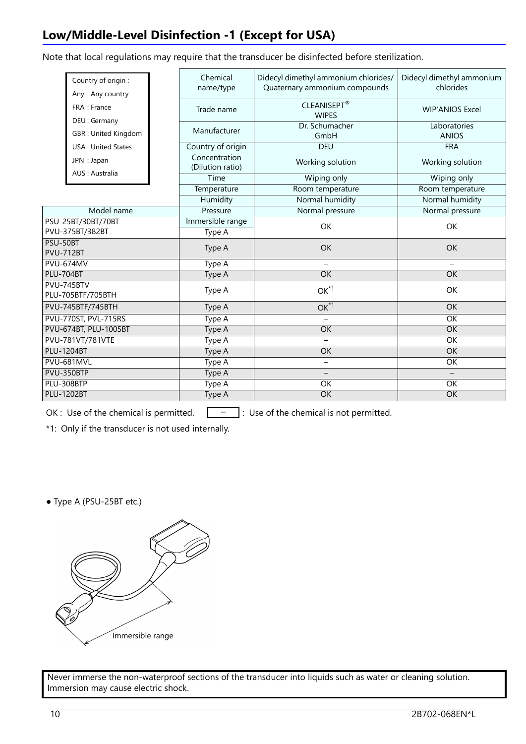## Low/Middle-Level Disinfection -1 (Except for USA)

Note that local regulations may require that the transducer be disinfected before sterilization.

Country of origin :
Any : Any country
FRA : France
DEU : Germany
GBR : United Kingdom
USA : United States
JPN : Japan
AUS : Australia

| | Chemical name/type | Didecyl dimethyl ammonium chlorides/ Quaternary ammonium compounds | Didecyl dimethyl ammonium chlorides |
|---|---|---|---|
| | Trade name | CLEANISEPT® WIPES | WIP'ANIOS Excel |
| | Manufacturer | Dr. Schumacher GmbH | Laboratories ANIOS |
| | Country of origin | DEU | FRA |
| | Concentration (Dilution ratio) | Working solution | Working solution |
| | Time | Wiping only | Wiping only |
| | Temperature | Room temperature | Room temperature |
| | Humidity | Normal humidity | Normal humidity |
| Model name | Pressure | Normal pressure | Normal pressure |
| PSU-25BT/30BT/70BT PVU-375BT/382BT | Immersible range Type A | OK | OK |
| PSU-50BT PVU-712BT | Type A | OK | OK |
| PVU-674MV | Type A | – | – |
| PLU-704BT | Type A | OK | OK |
| PVU-745BTV PLU-705BTF/705BTH | Type A | OK*1 | OK |
| PVU-745BTF/745BTH | Type A | OK*1 | OK |
| PVU-770ST, PVL-715RS | Type A | – | OK |
| PVU-674BT, PLU-1005BT | Type A | OK | OK |
| PVU-781VT/781VTE | Type A | – | OK |
| PLU-1204BT | Type A | OK | OK |
| PVU-681MVL | Type A | – | OK |
| PVU-350BTP | Type A | – | – |
| PLU-308BTP | Type A | OK | OK |
| PLU-1202BT | Type A | OK | OK |

OK : Use of the chemical is permitted. – : Use of the chemical is not permitted.

*1: Only if the transducer is not used internally.

● Type A (PSU-25BT etc.)

Immersible range

Never immerse the non-waterproof sections of the transducer into liquids such as water or cleaning solution. Immersion may cause electric shock.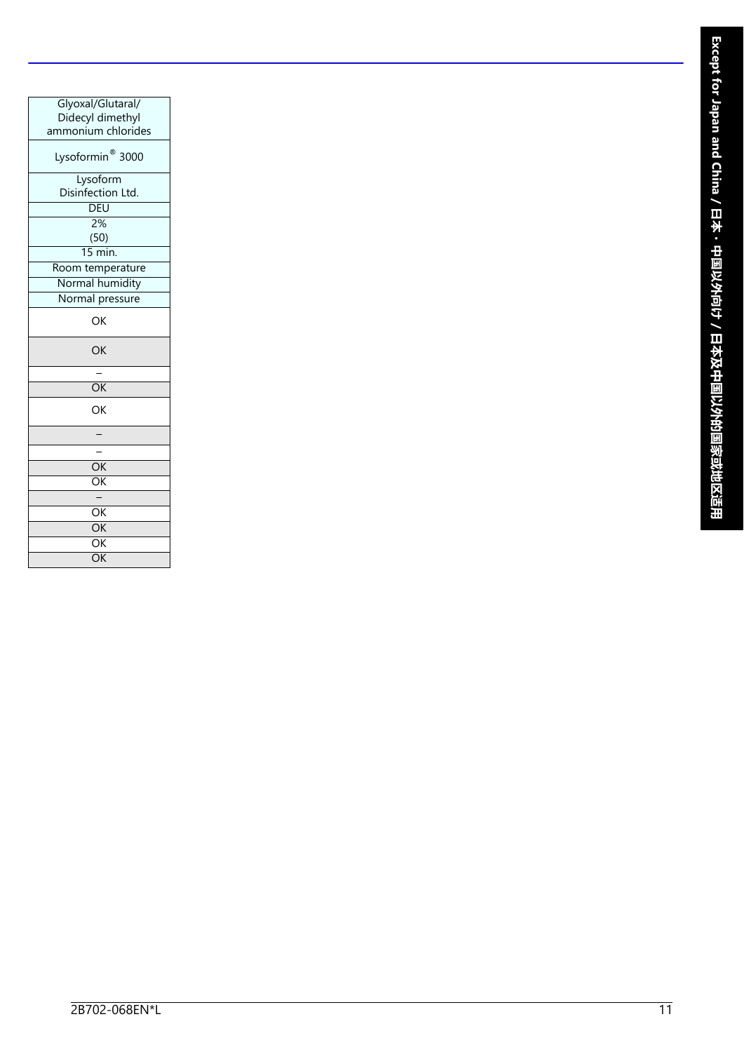| Glyoxal/Glutaral/ Didecyl dimethyl ammonium chlorides |
|---|
| Lysoformin® 3000 |
| Lysoform Disinfection Ltd. |
| DEU |
| 2% (50) |
| 15 min. |
| Room temperature |
| Normal humidity |
| Normal pressure |
| OK |
| OK |
| – |
| OK |
| OK |
| – |
| – |
| OK |
| OK |
| – |
| OK |
| OK |
| OK |
| OK |

Except for Japan and China / 日本・中国以外向け / 日本及中国以外的国家或地区适用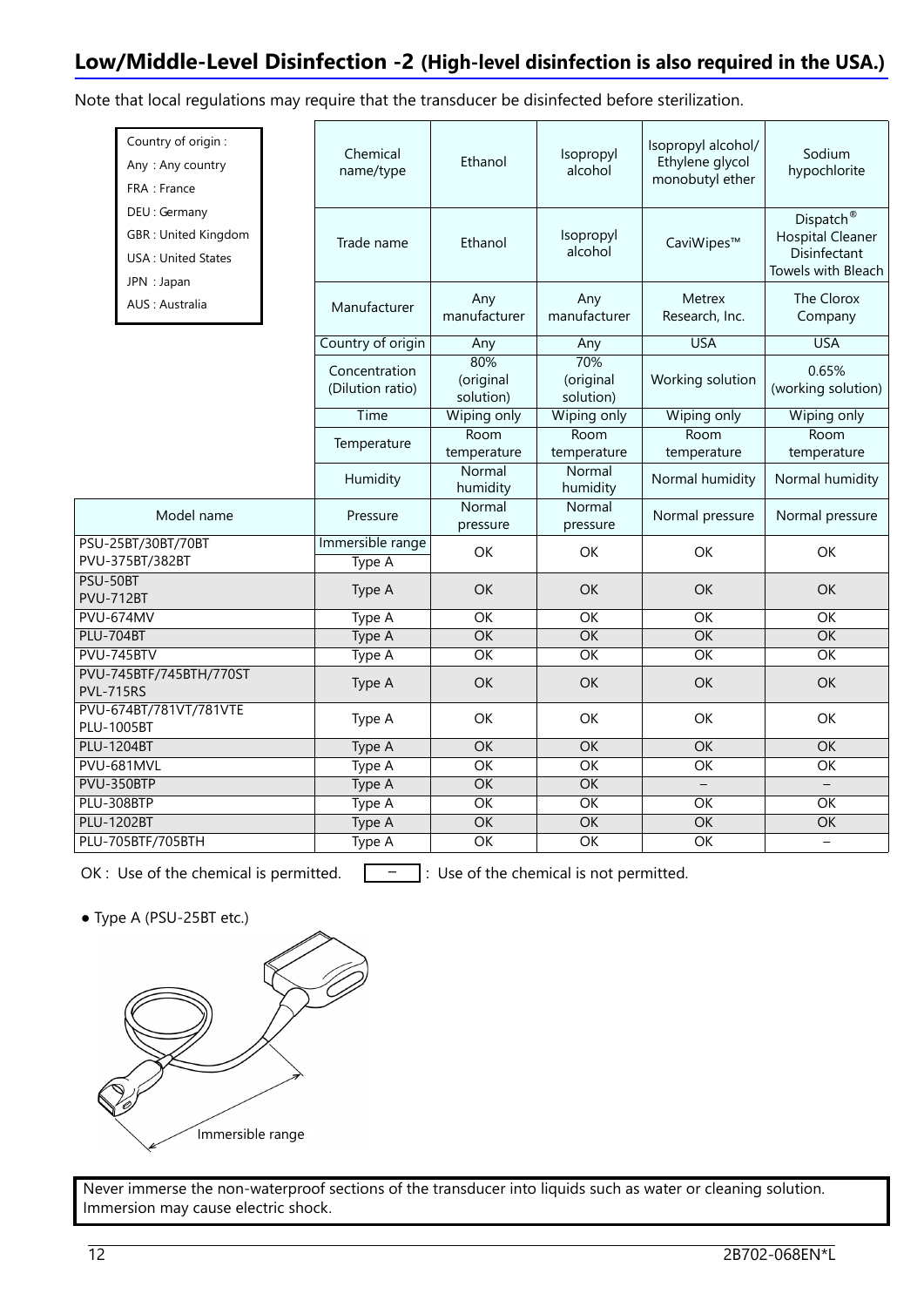## Low/Middle-Level Disinfection -2 (High-level disinfection is also required in the USA.)

Note that local regulations may require that the transducer be disinfected before sterilization.

Country of origin :
Any : Any country
FRA : France
DEU : Germany
GBR : United Kingdom
USA : United States
JPN : Japan
AUS : Australia

| | Chemical name/type | Ethanol | Isopropyl alcohol | Isopropyl alcohol/ Ethylene glycol monobutyl ether | Sodium hypochlorite |
|---|---|---|---|---|---|
| | Trade name | Ethanol | Isopropyl alcohol | CaviWipes™ | Dispatch® Hospital Cleaner Disinfectant Towels with Bleach |
| | Manufacturer | Any manufacturer | Any manufacturer | Metrex Research, Inc. | The Clorox Company |
| | Country of origin | Any | Any | USA | USA |
| | Concentration (Dilution ratio) | 80% (original solution) | 70% (original solution) | Working solution | 0.65% (working solution) |
| | Time | Wiping only | Wiping only | Wiping only | Wiping only |
| | Temperature | Room temperature | Room temperature | Room temperature | Room temperature |
| | Humidity | Normal humidity | Normal humidity | Normal humidity | Normal humidity |
| Model name | Pressure | Normal pressure | Normal pressure | Normal pressure | Normal pressure |
| PSU-25BT/30BT/70BT PVU-375BT/382BT | Immersible range Type A | OK | OK | OK | OK |
| PSU-50BT PVU-712BT | Type A | OK | OK | OK | OK |
| PVU-674MV | Type A | OK | OK | OK | OK |
| PLU-704BT | Type A | OK | OK | OK | OK |
| PVU-745BTV | Type A | OK | OK | OK | OK |
| PVU-745BTF/745BTH/770ST PVL-715RS | Type A | OK | OK | OK | OK |
| PVU-674BT/781VT/781VTE PLU-1005BT | Type A | OK | OK | OK | OK |
| PLU-1204BT | Type A | OK | OK | OK | OK |
| PVU-681MVL | Type A | OK | OK | OK | OK |
| PVU-350BTP | Type A | OK | OK | – | – |
| PLU-308BTP | Type A | OK | OK | OK | OK |
| PLU-1202BT | Type A | OK | OK | OK | OK |
| PLU-705BTF/705BTH | Type A | OK | OK | OK | – |

OK : Use of the chemical is permitted. – : Use of the chemical is not permitted.

● Type A (PSU-25BT etc.)

Immersible range

Never immerse the non-waterproof sections of the transducer into liquids such as water or cleaning solution. Immersion may cause electric shock.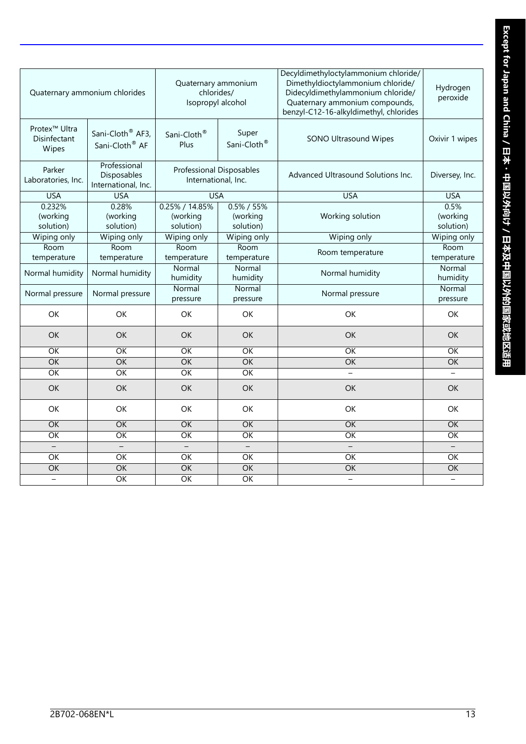| Quaternary ammonium chlorides | | Quaternary ammonium chlorides/ Isopropyl alcohol | | Decyldimethyloctylammonium chloride/ Dimethyldioctylammonium chloride/ Didecyldimethylammonium chloride/ Quaternary ammonium compounds, benzyl-C12-16-alkyldimethyl, chlorides | Hydrogen peroxide |
|---|---|---|---|---|---|
| Protex™ Ultra Disinfectant Wipes | Sani-Cloth® AF3, Sani-Cloth® AF | Sani-Cloth® Plus | Super Sani-Cloth® | SONO Ultrasound Wipes | Oxivir 1 wipes |
| Parker Laboratories, Inc. | Professional Disposables International, Inc. | Professional Disposables International, Inc. | | Advanced Ultrasound Solutions Inc. | Diversey, Inc. |
| USA | USA | USA | | USA | USA |
| 0.232% (working solution) | 0.28% (working solution) | 0.25% / 14.85% (working solution) | 0.5% / 55% (working solution) | Working solution | 0.5% (working solution) |
| Wiping only | Wiping only | Wiping only | Wiping only | Wiping only | Wiping only |
| Room temperature | Room temperature | Room temperature | Room temperature | Room temperature | Room temperature |
| Normal humidity | Normal humidity | Normal humidity | Normal humidity | Normal humidity | Normal humidity |
| Normal pressure | Normal pressure | Normal pressure | Normal pressure | Normal pressure | Normal pressure |
| OK | OK | OK | OK | OK | OK |
| OK | OK | OK | OK | OK | OK |
| OK | OK | OK | OK | OK | OK |
| OK | OK | OK | OK | OK | OK |
| OK | OK | OK | OK | – | – |
| OK | OK | OK | OK | OK | OK |
| OK | OK | OK | OK | OK | OK |
| OK | OK | OK | OK | OK | OK |
| OK | OK | OK | OK | OK | OK |
| – | – | – | – | – | – |
| OK | OK | OK | OK | OK | OK |
| OK | OK | OK | OK | OK | OK |
| – | OK | OK | OK | – | – |

Except for Japan and China / 日本・中国以外向け / 日本及中国以外的国家或地区适用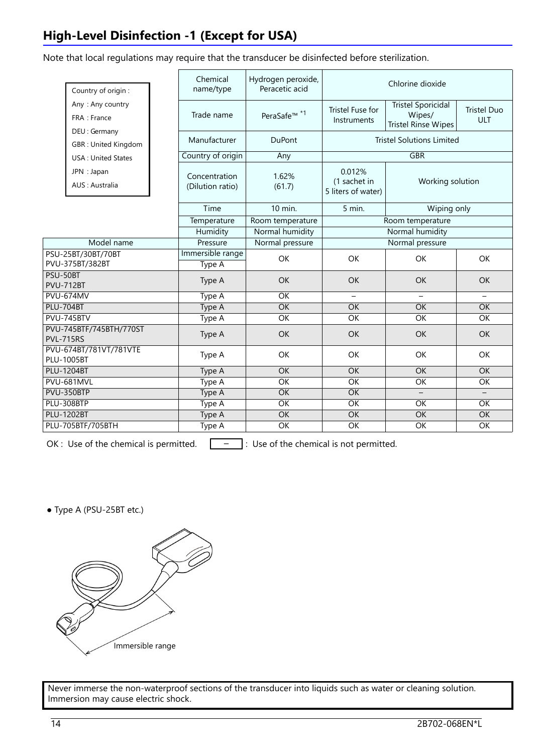## High-Level Disinfection -1 (Except for USA)

Note that local regulations may require that the transducer be disinfected before sterilization.

Country of origin :
Any : Any country
FRA : France
DEU : Germany
GBR : United Kingdom
USA : United States
JPN : Japan
AUS : Australia

| | Chemical name/type | Hydrogen peroxide, Peracetic acid | Chlorine dioxide | | |
|---|---|---|---|---|---|
| | Trade name | PeraSafe™ *1 | Tristel Fuse for Instruments | Tristel Sporicidal Wipes/ Tristel Rinse Wipes | Tristel Duo ULT |
| | Manufacturer | DuPont | Tristel Solutions Limited | | |
| | Country of origin | Any | GBR | | |
| | Concentration (Dilution ratio) | 1.62% (61.7) | 0.012% (1 sachet in 5 liters of water) | Working solution | |
| | Time | 10 min. | 5 min. | Wiping only | |
| | Temperature | Room temperature | Room temperature | | |
| | Humidity | Normal humidity | Normal humidity | | |
| **Model name** | Pressure | Normal pressure | Normal pressure | | |
| PSU-25BT/30BT/70BT PVU-375BT/382BT | Immersible range Type A | OK | OK | OK | OK |
| PSU-50BT PVU-712BT | Type A | OK | OK | OK | OK |
| PVU-674MV | Type A | OK | – | – | – |
| PLU-704BT | Type A | OK | OK | OK | OK |
| PVU-745BTV | Type A | OK | OK | OK | OK |
| PVU-745BTF/745BTH/770ST PVL-715RS | Type A | OK | OK | OK | OK |
| PVU-674BT/781VT/781VTE PLU-1005BT | Type A | OK | OK | OK | OK |
| PLU-1204BT | Type A | OK | OK | OK | OK |
| PVU-681MVL | Type A | OK | OK | OK | OK |
| PVU-350BTP | Type A | OK | OK | – | – |
| PLU-308BTP | Type A | OK | OK | OK | OK |
| PLU-1202BT | Type A | OK | OK | OK | OK |
| PLU-705BTF/705BTH | Type A | OK | OK | OK | OK |

OK : Use of the chemical is permitted. – : Use of the chemical is not permitted.

● Type A (PSU-25BT etc.)

Immersible range

Never immerse the non-waterproof sections of the transducer into liquids such as water or cleaning solution. Immersion may cause electric shock.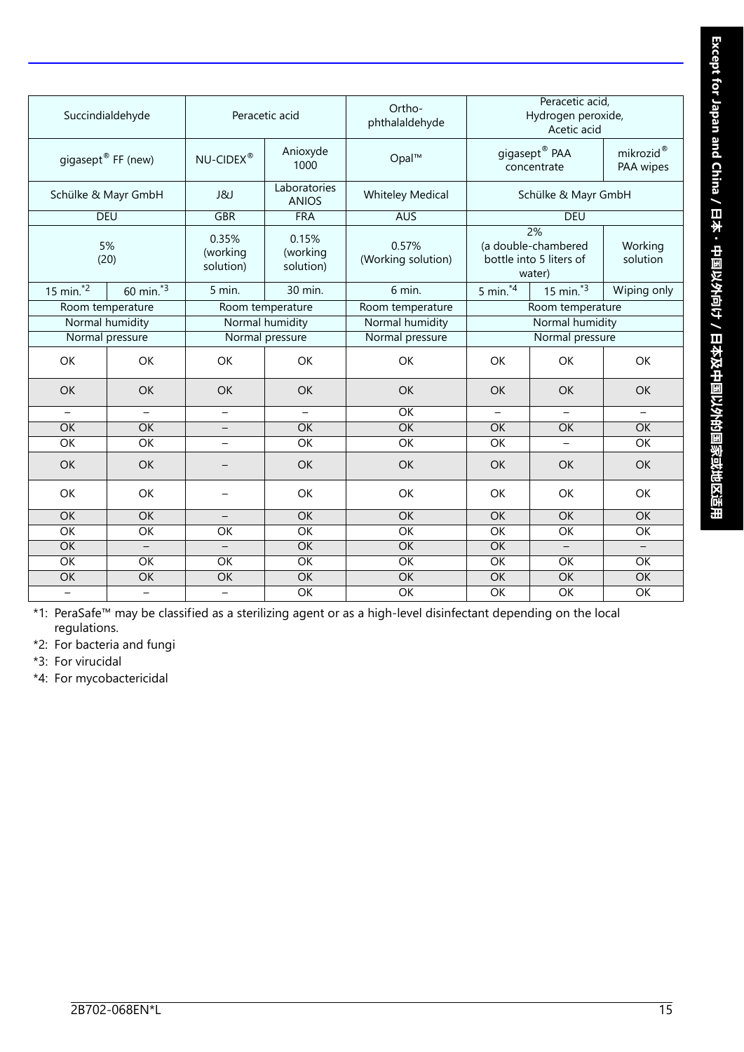| Succindialdehyde | | Peracetic acid | | Ortho-phthalaldehyde | Peracetic acid, Hydrogen peroxide, Acetic acid | | |
|---|---|---|---|---|---|---|---|
| gigasept® FF (new) | | NU-CIDEX® | Anioxyde 1000 | Opal™ | gigasept® PAA concentrate | | mikrozid® PAA wipes |
| Schülke & Mayr GmbH | | J&J | Laboratories ANIOS | Whiteley Medical | Schülke & Mayr GmbH | | |
| DEU | | GBR | FRA | AUS | DEU | | |
| 5% (20) | | 0.35% (working solution) | 0.15% (working solution) | 0.57% (Working solution) | 2% (a double-chambered bottle into 5 liters of water) | | Working solution |
| 15 min.*2 | 60 min.*3 | 5 min. | 30 min. | 6 min. | 5 min.*4 | 15 min.*3 | Wiping only |
| Room temperature | | Room temperature | | Room temperature | Room temperature | | |
| Normal humidity | | Normal humidity | | Normal humidity | Normal humidity | | |
| Normal pressure | | Normal pressure | | Normal pressure | Normal pressure | | |
| OK | OK | OK | OK | OK | OK | OK | OK |
| OK | OK | OK | OK | OK | OK | OK | OK |
| – | – | – | – | OK | – | – | – |
| OK | OK | – | OK | OK | OK | OK | OK |
| OK | OK | – | OK | OK | OK | – | OK |
| OK | OK | – | OK | OK | OK | OK | OK |
| OK | OK | – | OK | OK | OK | OK | OK |
| OK | OK | – | OK | OK | OK | OK | OK |
| OK | OK | OK | OK | OK | OK | OK | OK |
| OK | – | – | OK | OK | OK | – | – |
| OK | OK | OK | OK | OK | OK | OK | OK |
| OK | OK | OK | OK | OK | OK | OK | OK |
| – | – | – | OK | OK | OK | OK | OK |

*1: PeraSafe™ may be classified as a sterilizing agent or as a high-level disinfectant depending on the local regulations.

*2: For bacteria and fungi

*3: For virucidal

*4: For mycobactericidal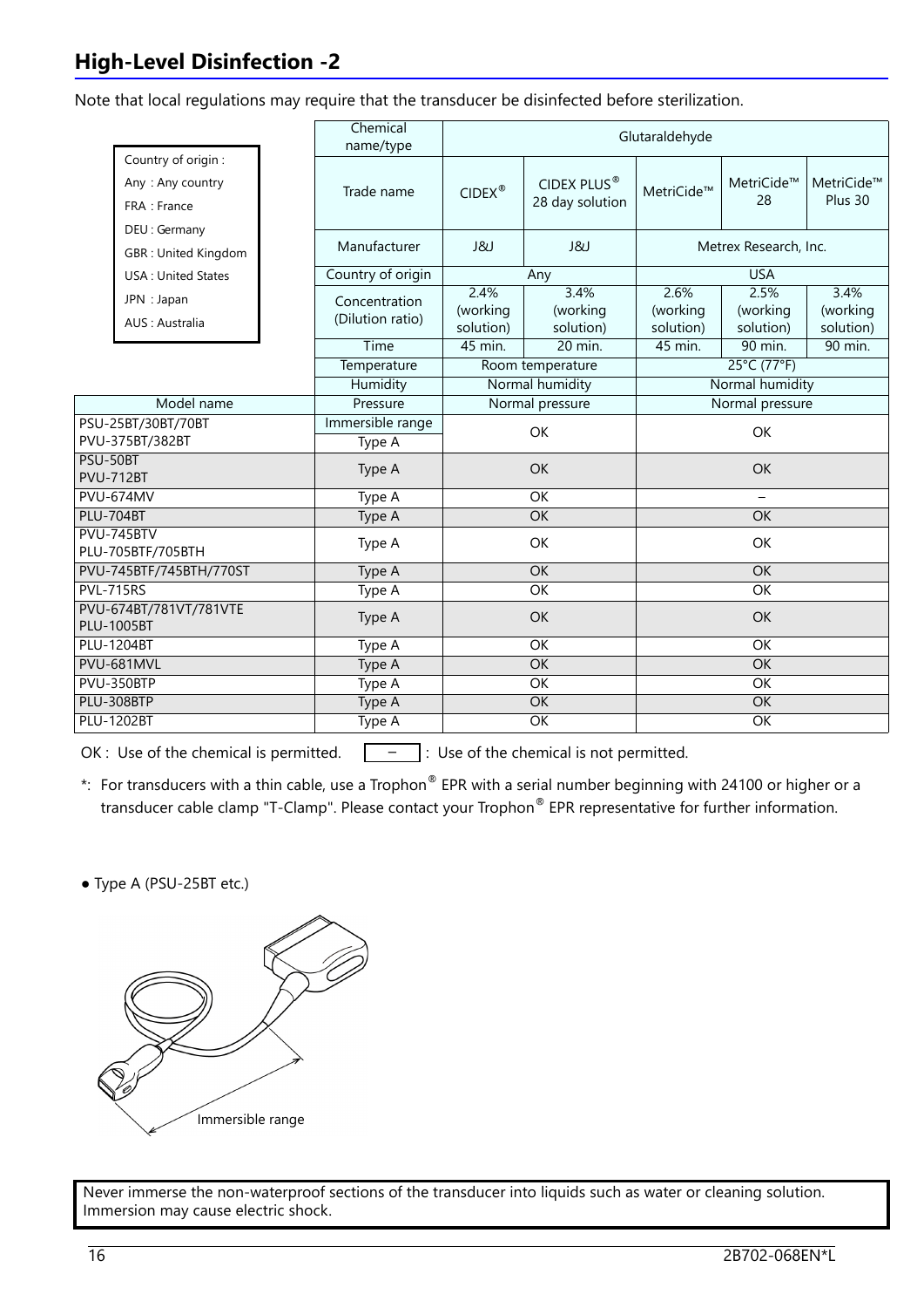## High-Level Disinfection -2

Note that local regulations may require that the transducer be disinfected before sterilization.

| Country of origin : |
|---|
| Any : Any country |
| FRA : France |
| DEU : Germany |
| GBR : United Kingdom |
| USA : United States |
| JPN : Japan |
| AUS : Australia |

| | Chemical name/type | Glutaraldehyde | | | | |
|---|---|---|---|---|---|---|
| | Trade name | CIDEX® | CIDEX PLUS® 28 day solution | MetriCide™ | MetriCide™ 28 | MetriCide™ Plus 30 |
| | Manufacturer | J&J | J&J | Metrex Research, Inc. | | |
| | Country of origin | Any | | USA | | |
| | Concentration (Dilution ratio) | 2.4% (working solution) | 3.4% (working solution) | 2.6% (working solution) | 2.5% (working solution) | 3.4% (working solution) |
| | Time | 45 min. | 20 min. | 45 min. | 90 min. | 90 min. |
| | Temperature | Room temperature | | 25°C (77°F) | | |
| | Humidity | Normal humidity | | Normal humidity | | |
| Model name | Pressure | Normal pressure | | Normal pressure | | |
| PSU-25BT/30BT/70BT PVU-375BT/382BT | Immersible range Type A | OK | | OK | | |
| PSU-50BT PVU-712BT | Type A | OK | | OK | | |
| PVU-674MV | Type A | OK | | – | | |
| PLU-704BT | Type A | OK | | OK | | |
| PVU-745BTV PLU-705BTF/705BTH | Type A | OK | | OK | | |
| PVU-745BTF/745BTH/770ST | Type A | OK | | OK | | |
| PVL-715RS | Type A | OK | | OK | | |
| PVU-674BT/781VT/781VTE PLU-1005BT | Type A | OK | | OK | | |
| PLU-1204BT | Type A | OK | | OK | | |
| PVU-681MVL | Type A | OK | | OK | | |
| PVU-350BTP | Type A | OK | | OK | | |
| PLU-308BTP | Type A | OK | | OK | | |
| PLU-1202BT | Type A | OK | | OK | | |

OK : Use of the chemical is permitted. – : Use of the chemical is not permitted.

*: For transducers with a thin cable, use a Trophon® EPR with a serial number beginning with 24100 or higher or a transducer cable clamp "T-Clamp". Please contact your Trophon® EPR representative for further information.

● Type A (PSU-25BT etc.)

Immersible range

Never immerse the non-waterproof sections of the transducer into liquids such as water or cleaning solution. Immersion may cause electric shock.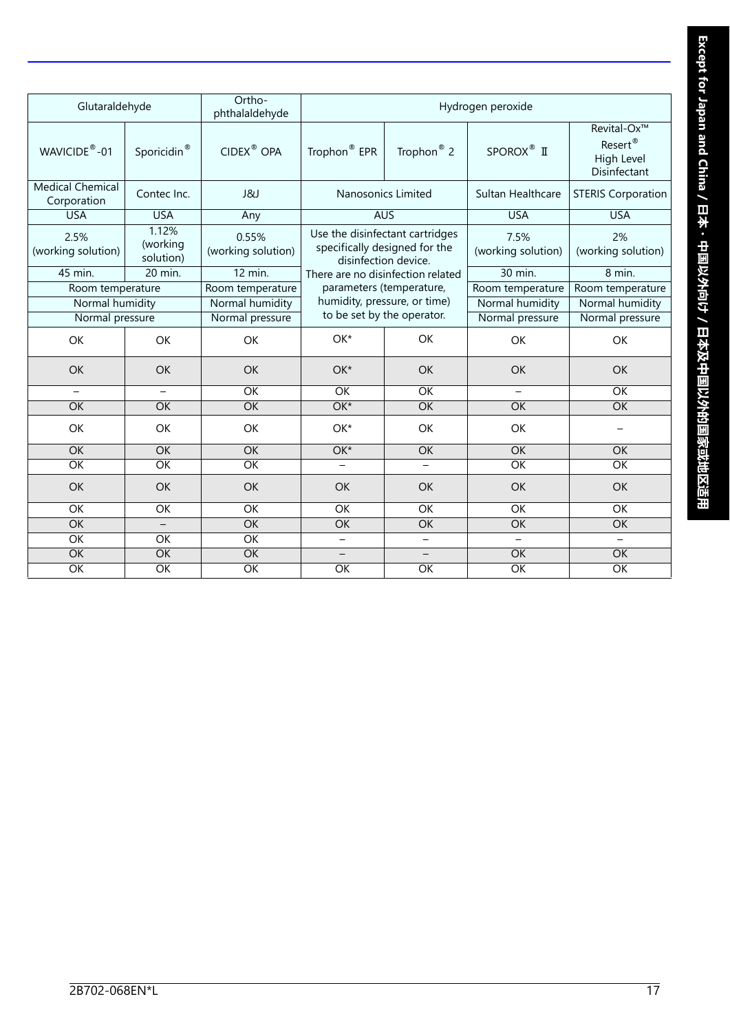| Glutaraldehyde | | Ortho-phthalaldehyde | Hydrogen peroxide | | | |
|---|---|---|---|---|---|---|
| WAVICIDE®-01 | Sporicidin® | CIDEX® OPA | Trophon® EPR | Trophon® 2 | SPOROX® Ⅱ | Revital-Ox™ Resert® High Level Disinfectant |
| Medical Chemical Corporation | Contec Inc. | J&J | Nanosonics Limited | | Sultan Healthcare | STERIS Corporation |
| USA | USA | Any | AUS | | USA | USA |
| 2.5% (working solution) | 1.12% (working solution) | 0.55% (working solution) | Use the disinfectant cartridges specifically designed for the disinfection device. There are no disinfection related parameters (temperature, humidity, pressure, or time) to be set by the operator. | | 7.5% (working solution) | 2% (working solution) |
| 45 min. | 20 min. | 12 min. | | | 30 min. | 8 min. |
| Room temperature Normal humidity Normal pressure | | Room temperature Normal humidity Normal pressure | | | Room temperature Normal humidity Normal pressure | Room temperature Normal humidity Normal pressure |
| OK | OK | OK | OK* | OK | OK | OK |
| OK | OK | OK | OK* | OK | OK | OK |
| – | – | OK | OK | OK | – | OK |
| OK | OK | OK | OK* | OK | OK | OK |
| OK | OK | OK | OK* | OK | OK | – |
| OK | OK | OK | OK* | OK | OK | OK |
| OK | OK | OK | – | – | OK | OK |
| OK | OK | OK | OK | OK | OK | OK |
| OK | OK | OK | OK | OK | OK | OK |
| OK | – | OK | OK | OK | OK | OK |
| OK | OK | OK | – | – | – | – |
| OK | OK | OK | – | – | OK | OK |
| OK | OK | OK | OK | OK | OK | OK |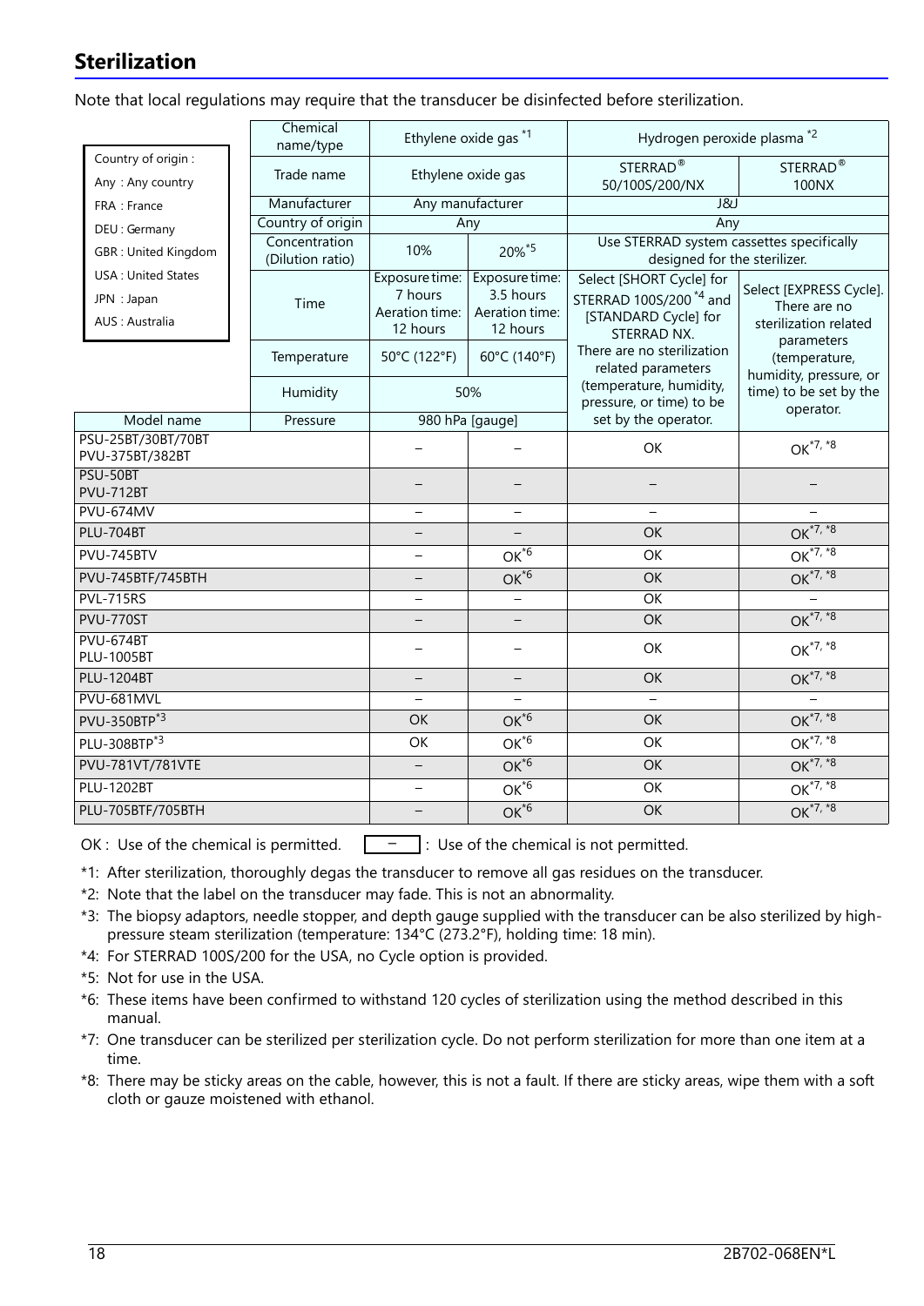## Sterilization

Note that local regulations may require that the transducer be disinfected before sterilization.

| Country of origin :<br>Any : Any country<br>FRA : France<br>DEU : Germany<br>GBR : United Kingdom<br>USA : United States<br>JPN : Japan<br>AUS : Australia | Chemical name/type | Ethylene oxide gas *1 | | Hydrogen peroxide plasma *2 | |
|---|---|---|---|---|---|
| | Trade name | Ethylene oxide gas | | STERRAD® 50/100S/200/NX | STERRAD® 100NX |
| | Manufacturer | Any manufacturer | | J&J | |
| | Country of origin | Any | | Any | |
| | Concentration (Dilution ratio) | 10% | 20%*5 | Use STERRAD system cassettes specifically designed for the sterilizer. | |
| | Time | Exposure time: 7 hours<br>Aeration time: 12 hours | Exposure time: 3.5 hours<br>Aeration time: 12 hours | Select [SHORT Cycle] for STERRAD 100S/200 *4 and [STANDARD Cycle] for STERRAD NX.<br>There are no sterilization related parameters (temperature, humidity, pressure, or time) to be set by the operator. | Select [EXPRESS Cycle]. There are no sterilization related parameters (temperature, humidity, pressure, or time) to be set by the operator. |
| | Temperature | 50°C (122°F) | 60°C (140°F) | | |
| | Humidity | 50% | | | |
| Model name | Pressure | 980 hPa [gauge] | | | |
| PSU-25BT/30BT/70BT<br>PVU-375BT/382BT | | – | – | OK | OK*7, *8 |
| PSU-50BT<br>PVU-712BT | | – | – | – | – |
| PVU-674MV | | – | – | – | – |
| PLU-704BT | | – | – | OK | OK*7, *8 |
| PVU-745BTV | | – | OK*6 | OK | OK*7, *8 |
| PVU-745BTF/745BTH | | – | OK*6 | OK | OK*7, *8 |
| PVL-715RS | | – | – | OK | – |
| PVU-770ST | | – | – | OK | OK*7, *8 |
| PVU-674BT<br>PLU-1005BT | | – | – | OK | OK*7, *8 |
| PLU-1204BT | | – | – | OK | OK*7, *8 |
| PVU-681MVL | | – | – | – | – |
| PVU-350BTP*3 | | OK | OK*6 | OK | OK*7, *8 |
| PLU-308BTP*3 | | OK | OK*6 | OK | OK*7, *8 |
| PVU-781VT/781VTE | | – | OK*6 | OK | OK*7, *8 |
| PLU-1202BT | | – | OK*6 | OK | OK*7, *8 |
| PLU-705BTF/705BTH | | – | OK*6 | OK | OK*7, *8 |

OK : Use of the chemical is permitted. – : Use of the chemical is not permitted.

*1: After sterilization, thoroughly degas the transducer to remove all gas residues on the transducer.

*2: Note that the label on the transducer may fade. This is not an abnormality.

*3: The biopsy adaptors, needle stopper, and depth gauge supplied with the transducer can be also sterilized by high-pressure steam sterilization (temperature: 134°C (273.2°F), holding time: 18 min).

*4: For STERRAD 100S/200 for the USA, no Cycle option is provided.

*5: Not for use in the USA.

*6: These items have been confirmed to withstand 120 cycles of sterilization using the method described in this manual.

*7: One transducer can be sterilized per sterilization cycle. Do not perform sterilization for more than one item at a time.

*8: There may be sticky areas on the cable, however, this is not a fault. If there are sticky areas, wipe them with a soft cloth or gauze moistened with ethanol.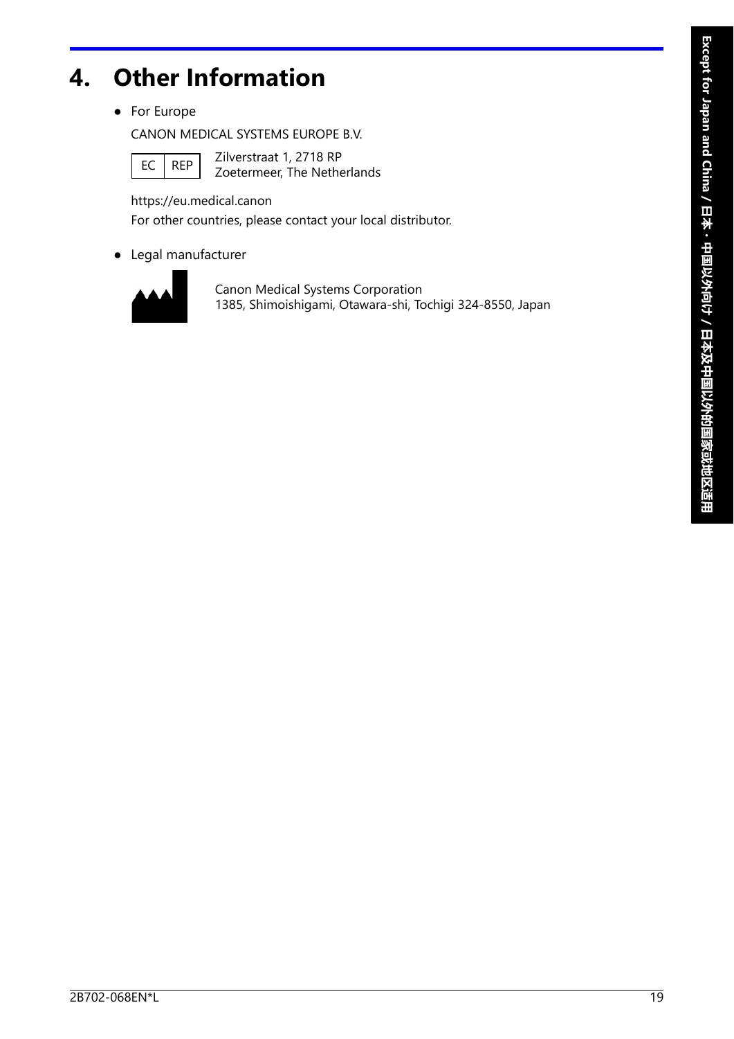# 4. Other Information

- For Europe

  CANON MEDICAL SYSTEMS EUROPE B.V.

  | EC | REP |
  |---|---|

  Zilverstraat 1, 2718 RP
  Zoetermeer, The Netherlands

  https://eu.medical.canon

  For other countries, please contact your local distributor.

- Legal manufacturer

  Canon Medical Systems Corporation
  1385, Shimoishigami, Otawara-shi, Tochigi 324-8550, Japan

Except for Japan and China / 日本・中国以外向け / 日本及中国以外的国家或地区适用

2B702-068EN*L